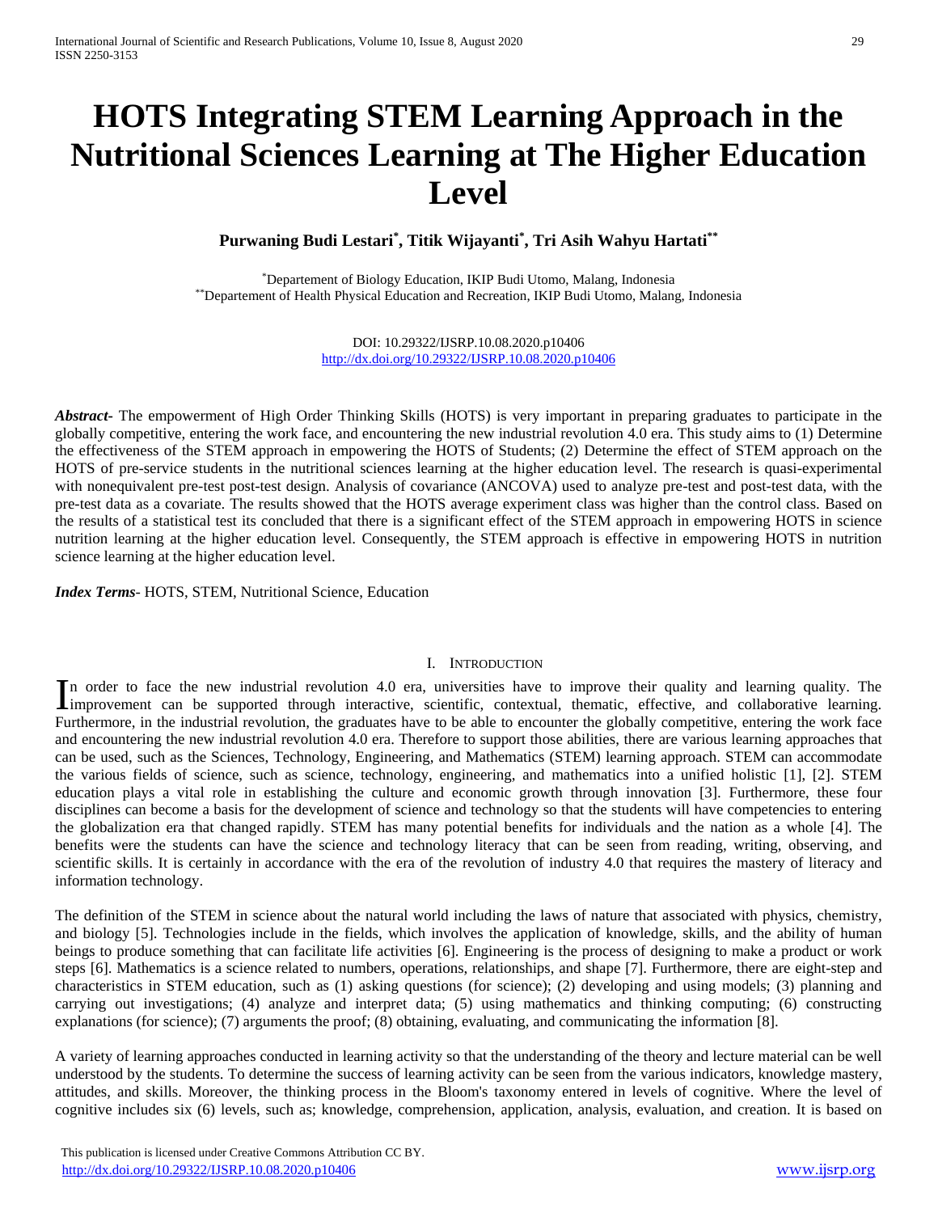# HOTS Integrating STEM Learning Approach in the Nutritional Sciences Learning at The Higher Education Level

**Purwaning Budi Lestari[*], Titik Wijayanti[*], Tri Asih Wahyu Hartati[**]**

[*]Departement of Biology Education, IKIP Budi Utomo, Malang, Indonesia
[**]Departement of Health Physical Education and Recreation, IKIP Budi Utomo, Malang, Indonesia

DOI: 10.29322/IJSRP.10.08.2020.p10406
http://dx.doi.org/10.29322/IJSRP.10.08.2020.p10406

***Abstract***- The empowerment of High Order Thinking Skills (HOTS) is very important in preparing graduates to participate in the globally competitive, entering the work face, and encountering the new industrial revolution 4.0 era. This study aims to (1) Determine the effectiveness of the STEM approach in empowering the HOTS of Students; (2) Determine the effect of STEM approach on the HOTS of pre-service students in the nutritional sciences learning at the higher education level. The research is quasi-experimental with nonequivalent pre-test post-test design. Analysis of covariance (ANCOVA) used to analyze pre-test and post-test data, with the pre-test data as a covariate. The results showed that the HOTS average experiment class was higher than the control class. Based on the results of a statistical test its concluded that there is a significant effect of the STEM approach in empowering HOTS in science nutrition learning at the higher education level. Consequently, the STEM approach is effective in empowering HOTS in nutrition science learning at the higher education level.

***Index Terms***- HOTS, STEM, Nutritional Science, Education

## I. Introduction

In order to face the new industrial revolution 4.0 era, universities have to improve their quality and learning quality. The improvement can be supported through interactive, scientific, contextual, thematic, effective, and collaborative learning. Furthermore, in the industrial revolution, the graduates have to be able to encounter the globally competitive, entering the work face and encountering the new industrial revolution 4.0 era. Therefore to support those abilities, there are various learning approaches that can be used, such as the Sciences, Technology, Engineering, and Mathematics (STEM) learning approach. STEM can accommodate the various fields of science, such as science, technology, engineering, and mathematics into a unified holistic [1], [2]. STEM education plays a vital role in establishing the culture and economic growth through innovation [3]. Furthermore, these four disciplines can become a basis for the development of science and technology so that the students will have competencies to entering the globalization era that changed rapidly. STEM has many potential benefits for individuals and the nation as a whole [4]. The benefits were the students can have the science and technology literacy that can be seen from reading, writing, observing, and scientific skills. It is certainly in accordance with the era of the revolution of industry 4.0 that requires the mastery of literacy and information technology.

The definition of the STEM in science about the natural world including the laws of nature that associated with physics, chemistry, and biology [5]. Technologies include in the fields, which involves the application of knowledge, skills, and the ability of human beings to produce something that can facilitate life activities [6]. Engineering is the process of designing to make a product or work steps [6]. Mathematics is a science related to numbers, operations, relationships, and shape [7]. Furthermore, there are eight-step and characteristics in STEM education, such as (1) asking questions (for science); (2) developing and using models; (3) planning and carrying out investigations; (4) analyze and interpret data; (5) using mathematics and thinking computing; (6) constructing explanations (for science); (7) arguments the proof; (8) obtaining, evaluating, and communicating the information [8].

A variety of learning approaches conducted in learning activity so that the understanding of the theory and lecture material can be well understood by the students. To determine the success of learning activity can be seen from the various indicators, knowledge mastery, attitudes, and skills. Moreover, the thinking process in the Bloom's taxonomy entered in levels of cognitive. Where the level of cognitive includes six (6) levels, such as; knowledge, comprehension, application, analysis, evaluation, and creation. It is based on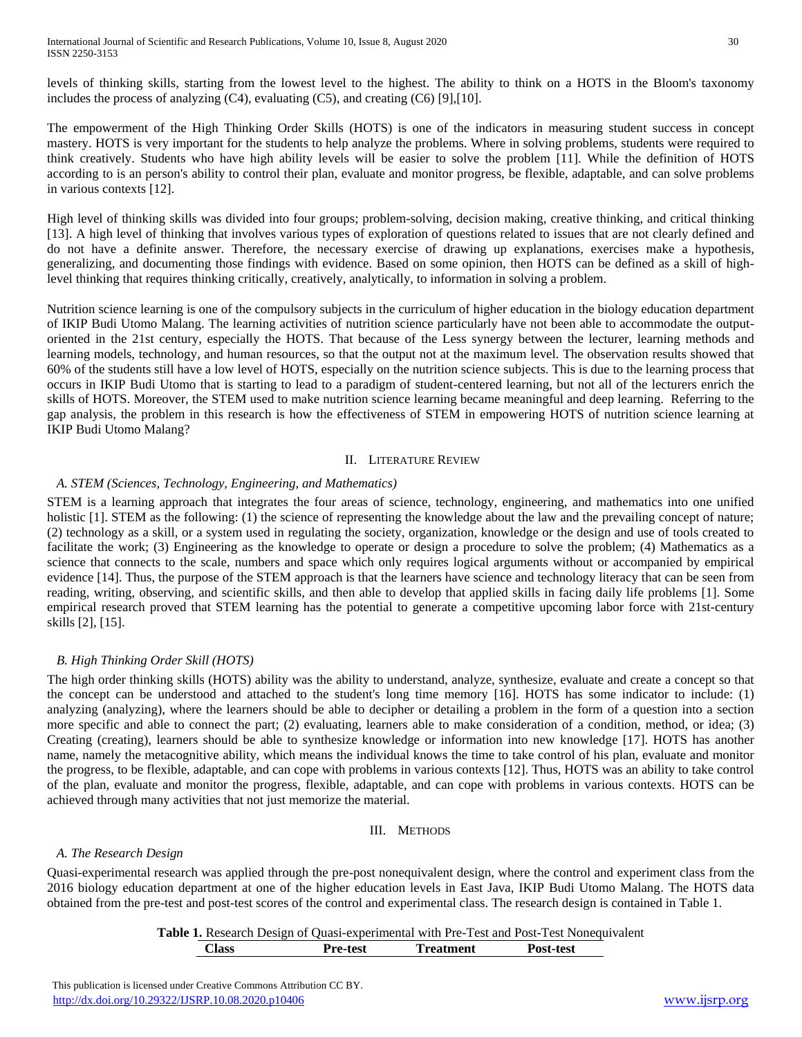levels of thinking skills, starting from the lowest level to the highest. The ability to think on a HOTS in the Bloom's taxonomy includes the process of analyzing (C4), evaluating (C5), and creating (C6) [9],[10].

The empowerment of the High Thinking Order Skills (HOTS) is one of the indicators in measuring student success in concept mastery. HOTS is very important for the students to help analyze the problems. Where in solving problems, students were required to think creatively. Students who have high ability levels will be easier to solve the problem [11]. While the definition of HOTS according to is an person's ability to control their plan, evaluate and monitor progress, be flexible, adaptable, and can solve problems in various contexts [12].

High level of thinking skills was divided into four groups; problem-solving, decision making, creative thinking, and critical thinking [13]. A high level of thinking that involves various types of exploration of questions related to issues that are not clearly defined and do not have a definite answer. Therefore, the necessary exercise of drawing up explanations, exercises make a hypothesis, generalizing, and documenting those findings with evidence. Based on some opinion, then HOTS can be defined as a skill of high-level thinking that requires thinking critically, creatively, analytically, to information in solving a problem.

Nutrition science learning is one of the compulsory subjects in the curriculum of higher education in the biology education department of IKIP Budi Utomo Malang. The learning activities of nutrition science particularly have not been able to accommodate the output-oriented in the 21st century, especially the HOTS. That because of the Less synergy between the lecturer, learning methods and learning models, technology, and human resources, so that the output not at the maximum level. The observation results showed that 60% of the students still have a low level of HOTS, especially on the nutrition science subjects. This is due to the learning process that occurs in IKIP Budi Utomo that is starting to lead to a paradigm of student-centered learning, but not all of the lecturers enrich the skills of HOTS. Moreover, the STEM used to make nutrition science learning became meaningful and deep learning. Referring to the gap analysis, the problem in this research is how the effectiveness of STEM in empowering HOTS of nutrition science learning at IKIP Budi Utomo Malang?

## II. Literature Review

### *A. STEM (Sciences, Technology, Engineering, and Mathematics)*

STEM is a learning approach that integrates the four areas of science, technology, engineering, and mathematics into one unified holistic [1]. STEM as the following: (1) the science of representing the knowledge about the law and the prevailing concept of nature; (2) technology as a skill, or a system used in regulating the society, organization, knowledge or the design and use of tools created to facilitate the work; (3) Engineering as the knowledge to operate or design a procedure to solve the problem; (4) Mathematics as a science that connects to the scale, numbers and space which only requires logical arguments without or accompanied by empirical evidence [14]. Thus, the purpose of the STEM approach is that the learners have science and technology literacy that can be seen from reading, writing, observing, and scientific skills, and then able to develop that applied skills in facing daily life problems [1]. Some empirical research proved that STEM learning has the potential to generate a competitive upcoming labor force with 21st-century skills [2], [15].

### *B. High Thinking Order Skill (HOTS)*

The high order thinking skills (HOTS) ability was the ability to understand, analyze, synthesize, evaluate and create a concept so that the concept can be understood and attached to the student's long time memory [16]. HOTS has some indicator to include: (1) analyzing (analyzing), where the learners should be able to decipher or detailing a problem in the form of a question into a section more specific and able to connect the part; (2) evaluating, learners able to make consideration of a condition, method, or idea; (3) Creating (creating), learners should be able to synthesize knowledge or information into new knowledge [17]. HOTS has another name, namely the metacognitive ability, which means the individual knows the time to take control of his plan, evaluate and monitor the progress, to be flexible, adaptable, and can cope with problems in various contexts [12]. Thus, HOTS was an ability to take control of the plan, evaluate and monitor the progress, flexible, adaptable, and can cope with problems in various contexts. HOTS can be achieved through many activities that not just memorize the material.

## III. Methods

### *A. The Research Design*

Quasi-experimental research was applied through the pre-post nonequivalent design, where the control and experiment class from the 2016 biology education department at one of the higher education levels in East Java, IKIP Budi Utomo Malang. The HOTS data obtained from the pre-test and post-test scores of the control and experimental class. The research design is contained in Table 1.

**Table 1.** Research Design of Quasi-experimental with Pre-Test and Post-Test Nonequivalent

| Class | Pre-test | Treatment | Post-test |
| --- | --- | --- | --- |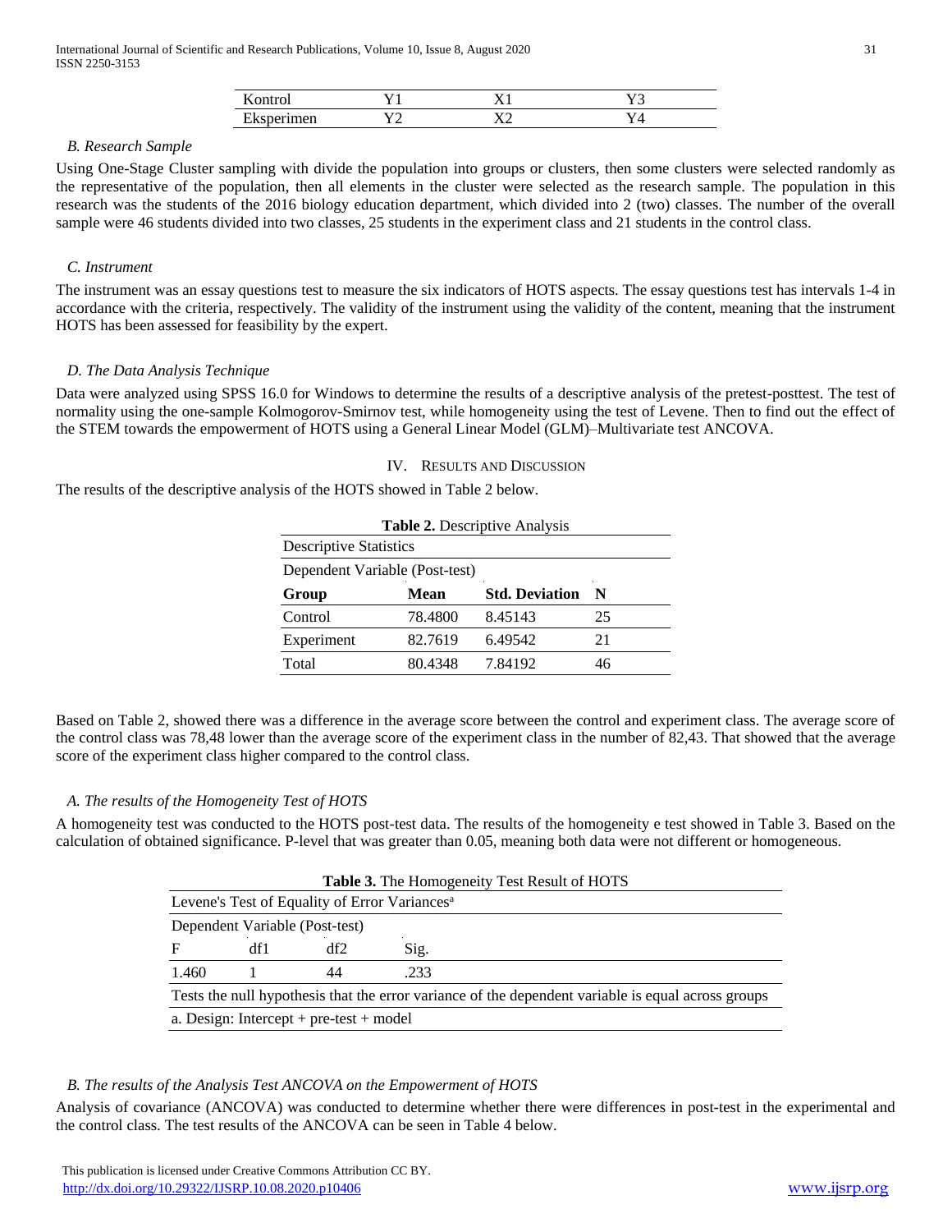| Kontrol | Y1 | X1 | Y3 |
|---|---|---|---|
| Eksperimen | Y2 | X2 | Y4 |

### *B. Research Sample*

Using One-Stage Cluster sampling with divide the population into groups or clusters, then some clusters were selected randomly as the representative of the population, then all elements in the cluster were selected as the research sample. The population in this research was the students of the 2016 biology education department, which divided into 2 (two) classes. The number of the overall sample were 46 students divided into two classes, 25 students in the experiment class and 21 students in the control class.

### *C. Instrument*

The instrument was an essay questions test to measure the six indicators of HOTS aspects. The essay questions test has intervals 1-4 in accordance with the criteria, respectively. The validity of the instrument using the validity of the content, meaning that the instrument HOTS has been assessed for feasibility by the expert.

### *D. The Data Analysis Technique*

Data were analyzed using SPSS 16.0 for Windows to determine the results of a descriptive analysis of the pretest-posttest. The test of normality using the one-sample Kolmogorov-Smirnov test, while homogeneity using the test of Levene. Then to find out the effect of the STEM towards the empowerment of HOTS using a General Linear Model (GLM)–Multivariate test ANCOVA.

## IV. Results and Discussion

The results of the descriptive analysis of the HOTS showed in Table 2 below.

**Table 2.** Descriptive Analysis

| Descriptive Statistics | | | |
|---|---|---|---|
| Dependent Variable (Post-test) | | | |
| **Group** | **Mean** | **Std. Deviation** | **N** |
| Control | 78.4800 | 8.45143 | 25 |
| Experiment | 82.7619 | 6.49542 | 21 |
| Total | 80.4348 | 7.84192 | 46 |

Based on Table 2, showed there was a difference in the average score between the control and experiment class. The average score of the control class was 78,48 lower than the average score of the experiment class in the number of 82,43. That showed that the average score of the experiment class higher compared to the control class.

### *A. The results of the Homogeneity Test of HOTS*

A homogeneity test was conducted to the HOTS post-test data. The results of the homogeneity e test showed in Table 3. Based on the calculation of obtained significance. P-level that was greater than 0.05, meaning both data were not different or homogeneous.

**Table 3.** The Homogeneity Test Result of HOTS

| Levene's Test of Equality of Error Variances[a] | | | |
|---|---|---|---|
| Dependent Variable (Post-test) | | | |
| F | df1 | df2 | Sig. |
| 1.460 | 1 | 44 | .233 |
| Tests the null hypothesis that the error variance of the dependent variable is equal across groups | | | |
| a. Design: Intercept + pre-test + model | | | |

### *B. The results of the Analysis Test ANCOVA on the Empowerment of HOTS*

Analysis of covariance (ANCOVA) was conducted to determine whether there were differences in post-test in the experimental and the control class. The test results of the ANCOVA can be seen in Table 4 below.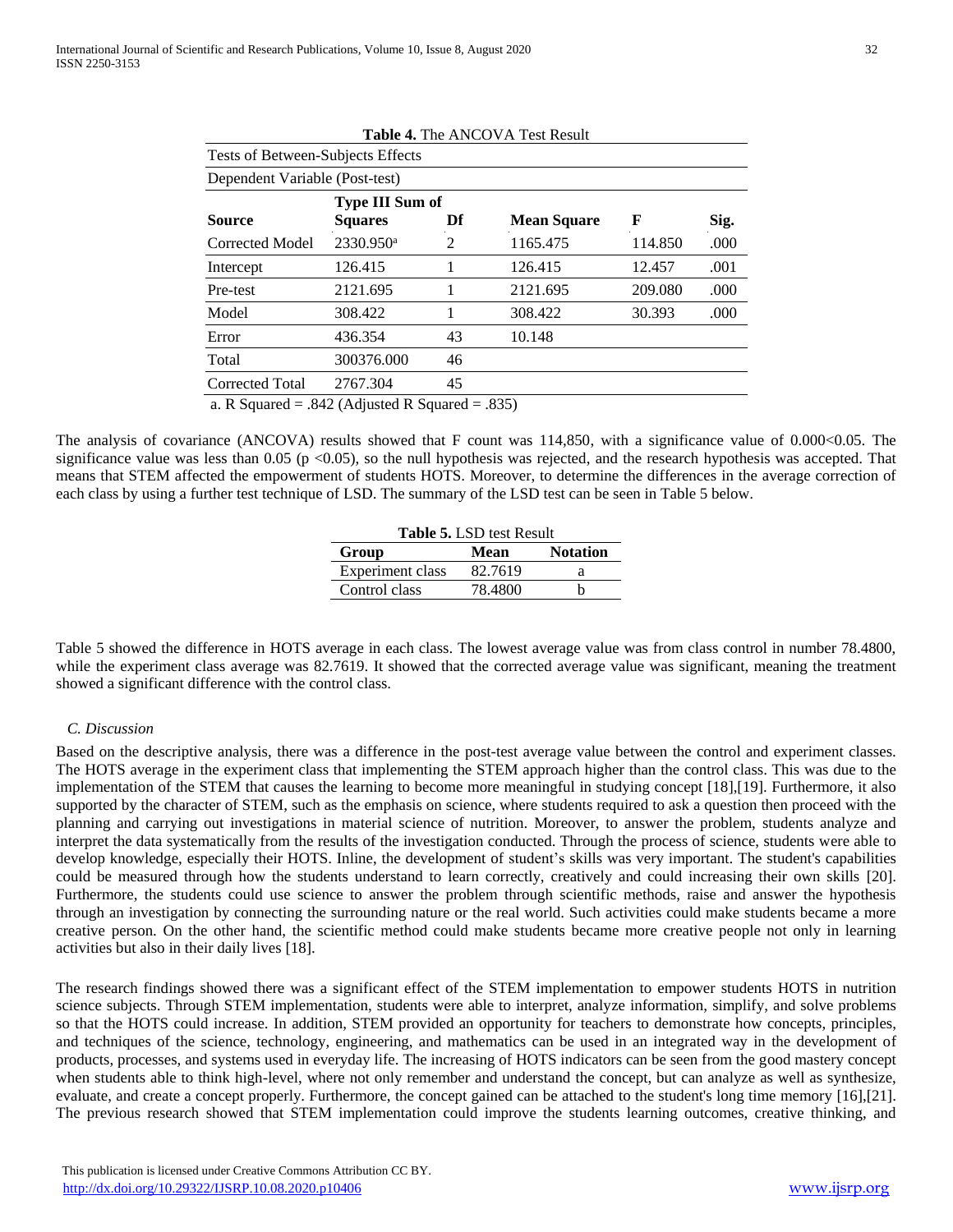**Table 4.** The ANCOVA Test Result

Tests of Between-Subjects Effects

Dependent Variable (Post-test)

| Source | Type III Sum of Squares | Df | Mean Square | F | Sig. |
|---|---|---|---|---|---|
| Corrected Model | 2330.950[a] | 2 | 1165.475 | 114.850 | .000 |
| Intercept | 126.415 | 1 | 126.415 | 12.457 | .001 |
| Pre-test | 2121.695 | 1 | 2121.695 | 209.080 | .000 |
| Model | 308.422 | 1 | 308.422 | 30.393 | .000 |
| Error | 436.354 | 43 | 10.148 | | |
| Total | 300376.000 | 46 | | | |
| Corrected Total | 2767.304 | 45 | | | |

a. R Squared = .842 (Adjusted R Squared = .835)

The analysis of covariance (ANCOVA) results showed that F count was 114,850, with a significance value of 0.000<0.05. The significance value was less than 0.05 ($p < 0.05$), so the null hypothesis was rejected, and the research hypothesis was accepted. That means that STEM affected the empowerment of students HOTS. Moreover, to determine the differences in the average correction of each class by using a further test technique of LSD. The summary of the LSD test can be seen in Table 5 below.

**Table 5.** LSD test Result

| Group | Mean | Notation |
|---|---|---|
| Experiment class | 82.7619 | a |
| Control class | 78.4800 | b |

Table 5 showed the difference in HOTS average in each class. The lowest average value was from class control in number 78.4800, while the experiment class average was 82.7619. It showed that the corrected average value was significant, meaning the treatment showed a significant difference with the control class.

### *C. Discussion*

Based on the descriptive analysis, there was a difference in the post-test average value between the control and experiment classes. The HOTS average in the experiment class that implementing the STEM approach higher than the control class. This was due to the implementation of the STEM that causes the learning to become more meaningful in studying concept [18],[19]. Furthermore, it also supported by the character of STEM, such as the emphasis on science, where students required to ask a question then proceed with the planning and carrying out investigations in material science of nutrition. Moreover, to answer the problem, students analyze and interpret the data systematically from the results of the investigation conducted. Through the process of science, students were able to develop knowledge, especially their HOTS. Inline, the development of student's skills was very important. The student's capabilities could be measured through how the students understand to learn correctly, creatively and could increasing their own skills [20]. Furthermore, the students could use science to answer the problem through scientific methods, raise and answer the hypothesis through an investigation by connecting the surrounding nature or the real world. Such activities could make students became a more creative person. On the other hand, the scientific method could make students became more creative people not only in learning activities but also in their daily lives [18].

The research findings showed there was a significant effect of the STEM implementation to empower students HOTS in nutrition science subjects. Through STEM implementation, students were able to interpret, analyze information, simplify, and solve problems so that the HOTS could increase. In addition, STEM provided an opportunity for teachers to demonstrate how concepts, principles, and techniques of the science, technology, engineering, and mathematics can be used in an integrated way in the development of products, processes, and systems used in everyday life. The increasing of HOTS indicators can be seen from the good mastery concept when students able to think high-level, where not only remember and understand the concept, but can analyze as well as synthesize, evaluate, and create a concept properly. Furthermore, the concept gained can be attached to the student's long time memory [16],[21]. The previous research showed that STEM implementation could improve the students learning outcomes, creative thinking, and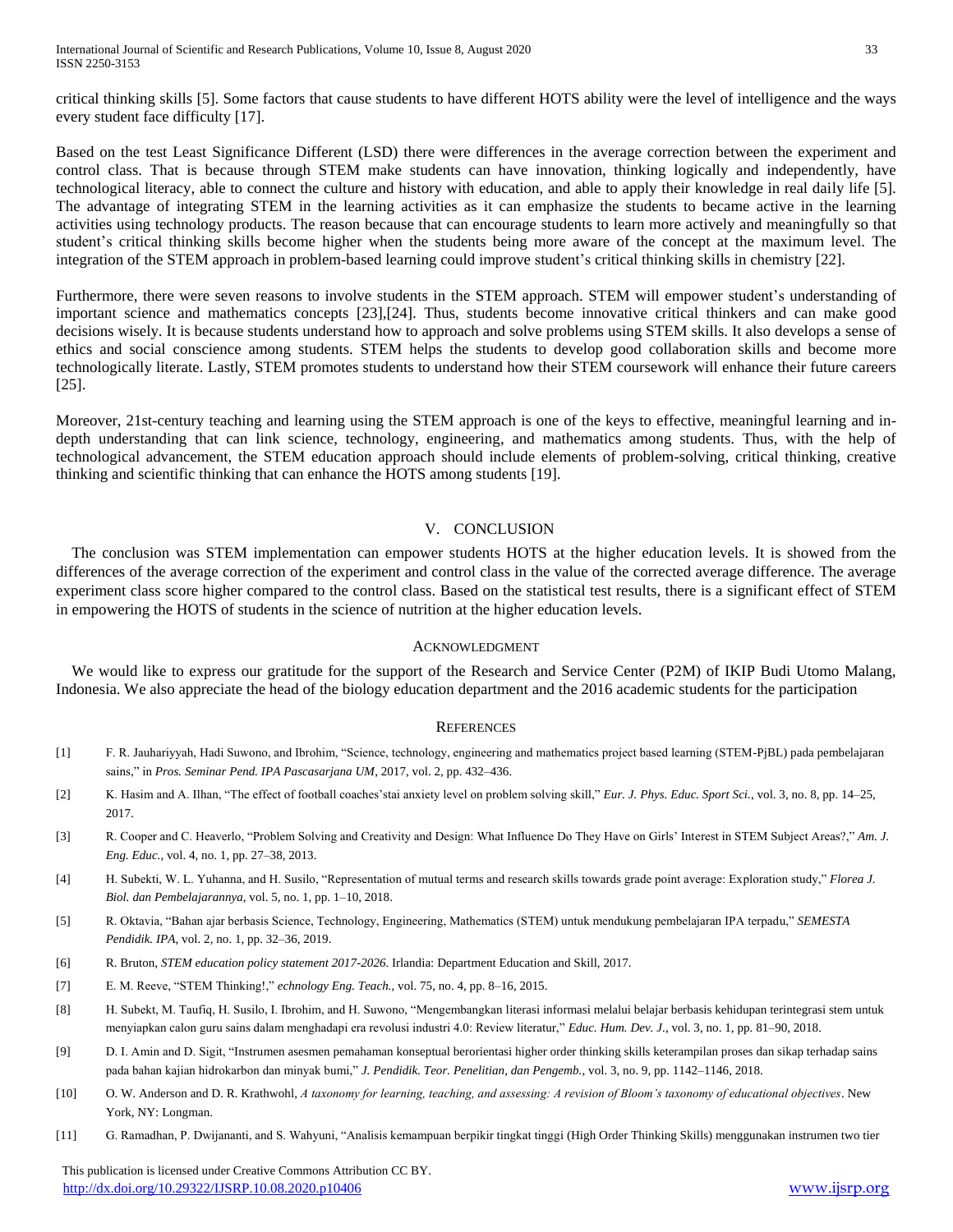critical thinking skills [5]. Some factors that cause students to have different HOTS ability were the level of intelligence and the ways every student face difficulty [17].

Based on the test Least Significance Different (LSD) there were differences in the average correction between the experiment and control class. That is because through STEM make students can have innovation, thinking logically and independently, have technological literacy, able to connect the culture and history with education, and able to apply their knowledge in real daily life [5]. The advantage of integrating STEM in the learning activities as it can emphasize the students to became active in the learning activities using technology products. The reason because that can encourage students to learn more actively and meaningfully so that student's critical thinking skills become higher when the students being more aware of the concept at the maximum level. The integration of the STEM approach in problem-based learning could improve student's critical thinking skills in chemistry [22].

Furthermore, there were seven reasons to involve students in the STEM approach. STEM will empower student's understanding of important science and mathematics concepts [23],[24]. Thus, students become innovative critical thinkers and can make good decisions wisely. It is because students understand how to approach and solve problems using STEM skills. It also develops a sense of ethics and social conscience among students. STEM helps the students to develop good collaboration skills and become more technologically literate. Lastly, STEM promotes students to understand how their STEM coursework will enhance their future careers [25].

Moreover, 21st-century teaching and learning using the STEM approach is one of the keys to effective, meaningful learning and in-depth understanding that can link science, technology, engineering, and mathematics among students. Thus, with the help of technological advancement, the STEM education approach should include elements of problem-solving, critical thinking, creative thinking and scientific thinking that can enhance the HOTS among students [19].

## V. Conclusion

The conclusion was STEM implementation can empower students HOTS at the higher education levels. It is showed from the differences of the average correction of the experiment and control class in the value of the corrected average difference. The average experiment class score higher compared to the control class. Based on the statistical test results, there is a significant effect of STEM in empowering the HOTS of students in the science of nutrition at the higher education levels.

## Acknowledgment

We would like to express our gratitude for the support of the Research and Service Center (P2M) of IKIP Budi Utomo Malang, Indonesia. We also appreciate the head of the biology education department and the 2016 academic students for the participation

## References

[1] F. R. Jauhariyyah, Hadi Suwono, and Ibrohim, "Science, technology, engineering and mathematics project based learning (STEM-PjBL) pada pembelajaran sains," in *Pros. Seminar Pend. IPA Pascasarjana UM*, 2017, vol. 2, pp. 432–436.

[2] K. Hasim and A. Ilhan, "The effect of football coaches'stai anxiety level on problem solving skill," *Eur. J. Phys. Educ. Sport Sci.*, vol. 3, no. 8, pp. 14–25, 2017.

[3] R. Cooper and C. Heaverlo, "Problem Solving and Creativity and Design: What Influence Do They Have on Girls' Interest in STEM Subject Areas?," *Am. J. Eng. Educ.*, vol. 4, no. 1, pp. 27–38, 2013.

[4] H. Subekti, W. L. Yuhanna, and H. Susilo, "Representation of mutual terms and research skills towards grade point average: Exploration study," *Florea J. Biol. dan Pembelajarannya*, vol. 5, no. 1, pp. 1–10, 2018.

[5] R. Oktavia, "Bahan ajar berbasis Science, Technology, Engineering, Mathematics (STEM) untuk mendukung pembelajaran IPA terpadu," *SEMESTA Pendidik. IPA*, vol. 2, no. 1, pp. 32–36, 2019.

[6] R. Bruton, *STEM education policy statement 2017-2026*. Irlandia: Department Education and Skill, 2017.

[7] E. M. Reeve, "STEM Thinking!," *echnology Eng. Teach.*, vol. 75, no. 4, pp. 8–16, 2015.

[8] H. Subekt, M. Taufiq, H. Susilo, I. Ibrohim, and H. Suwono, "Mengembangkan literasi informasi melalui belajar berbasis kehidupan terintegrasi stem untuk menyiapkan calon guru sains dalam menghadapi era revolusi industri 4.0: Review literatur," *Educ. Hum. Dev. J.*, vol. 3, no. 1, pp. 81–90, 2018.

[9] D. I. Amin and D. Sigit, "Instrumen asesmen pemahaman konseptual berorientasi higher order thinking skills keterampilan proses dan sikap terhadap sains pada bahan kajian hidrokarbon dan minyak bumi," *J. Pendidik. Teor. Penelitian, dan Pengemb.*, vol. 3, no. 9, pp. 1142–1146, 2018.

[10] O. W. Anderson and D. R. Krathwohl, *A taxonomy for learning, teaching, and assessing: A revision of Bloom's taxonomy of educational objectives*. New York, NY: Longman.

[11] G. Ramadhan, P. Dwijananti, and S. Wahyuni, "Analisis kemampuan berpikir tingkat tinggi (High Order Thinking Skills) menggunakan instrumen two tier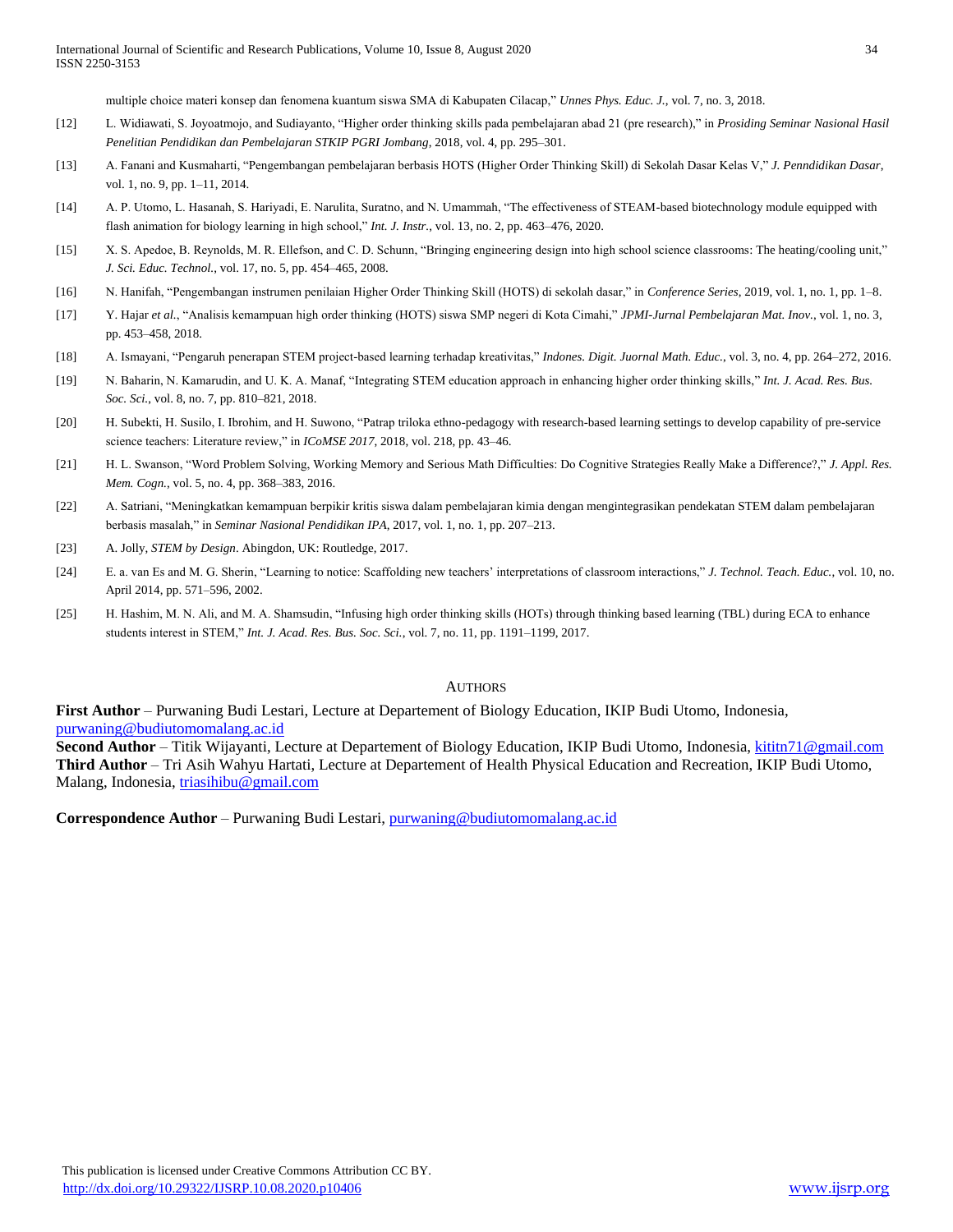multiple choice materi konsep dan fenomena kuantum siswa SMA di Kabupaten Cilacap," *Unnes Phys. Educ. J.*, vol. 7, no. 3, 2018.

[12] L. Widiawati, S. Joyoatmojo, and Sudiayanto, "Higher order thinking skills pada pembelajaran abad 21 (pre research)," in *Prosiding Seminar Nasional Hasil Penelitian Pendidikan dan Pembelajaran STKIP PGRI Jombang*, 2018, vol. 4, pp. 295–301.

[13] A. Fanani and Kusmaharti, "Pengembangan pembelajaran berbasis HOTS (Higher Order Thinking Skill) di Sekolah Dasar Kelas V," *J. Penndidikan Dasar*, vol. 1, no. 9, pp. 1–11, 2014.

[14] A. P. Utomo, L. Hasanah, S. Hariyadi, E. Narulita, Suratno, and N. Umammah, "The effectiveness of STEAM-based biotechnology module equipped with flash animation for biology learning in high school," *Int. J. Instr.*, vol. 13, no. 2, pp. 463–476, 2020.

[15] X. S. Apedoe, B. Reynolds, M. R. Ellefson, and C. D. Schunn, "Bringing engineering design into high school science classrooms: The heating/cooling unit," *J. Sci. Educ. Technol.*, vol. 17, no. 5, pp. 454–465, 2008.

[16] N. Hanifah, "Pengembangan instrumen penilaian Higher Order Thinking Skill (HOTS) di sekolah dasar," in *Conference Series*, 2019, vol. 1, no. 1, pp. 1–8.

[17] Y. Hajar *et al.*, "Analisis kemampuan high order thinking (HOTS) siswa SMP negeri di Kota Cimahi," *JPMI-Jurnal Pembelajaran Mat. Inov.*, vol. 1, no. 3, pp. 453–458, 2018.

[18] A. Ismayani, "Pengaruh penerapan STEM project-based learning terhadap kreativitas," *Indones. Digit. Juornal Math. Educ.*, vol. 3, no. 4, pp. 264–272, 2016.

[19] N. Baharin, N. Kamarudin, and U. K. A. Manaf, "Integrating STEM education approach in enhancing higher order thinking skills," *Int. J. Acad. Res. Bus. Soc. Sci.*, vol. 8, no. 7, pp. 810–821, 2018.

[20] H. Subekti, H. Susilo, I. Ibrohim, and H. Suwono, "Patrap triloka ethno-pedagogy with research-based learning settings to develop capability of pre-service science teachers: Literature review," in *ICoMSE 2017*, 2018, vol. 218, pp. 43–46.

[21] H. L. Swanson, "Word Problem Solving, Working Memory and Serious Math Difficulties: Do Cognitive Strategies Really Make a Difference?," *J. Appl. Res. Mem. Cogn.*, vol. 5, no. 4, pp. 368–383, 2016.

[22] A. Satriani, "Meningkatkan kemampuan berpikir kritis siswa dalam pembelajaran kimia dengan mengintegrasikan pendekatan STEM dalam pembelajaran berbasis masalah," in *Seminar Nasional Pendidikan IPA*, 2017, vol. 1, no. 1, pp. 207–213.

[23] A. Jolly, *STEM by Design*. Abingdon, UK: Routledge, 2017.

[24] E. a. van Es and M. G. Sherin, "Learning to notice: Scaffolding new teachers' interpretations of classroom interactions," *J. Technol. Teach. Educ.*, vol. 10, no. April 2014, pp. 571–596, 2002.

[25] H. Hashim, M. N. Ali, and M. A. Shamsudin, "Infusing high order thinking skills (HOTs) through thinking based learning (TBL) during ECA to enhance students interest in STEM," *Int. J. Acad. Res. Bus. Soc. Sci.*, vol. 7, no. 11, pp. 1191–1199, 2017.

## AUTHORS

**First Author** – Purwaning Budi Lestari, Lecture at Departement of Biology Education, IKIP Budi Utomo, Indonesia, purwaning@budiutomomalang.ac.id

**Second Author** – Titik Wijayanti, Lecture at Departement of Biology Education, IKIP Budi Utomo, Indonesia, kititn71@gmail.com

**Third Author** – Tri Asih Wahyu Hartati, Lecture at Departement of Health Physical Education and Recreation, IKIP Budi Utomo, Malang, Indonesia, triasihibu@gmail.com

**Correspondence Author** – Purwaning Budi Lestari, purwaning@budiutomomalang.ac.id